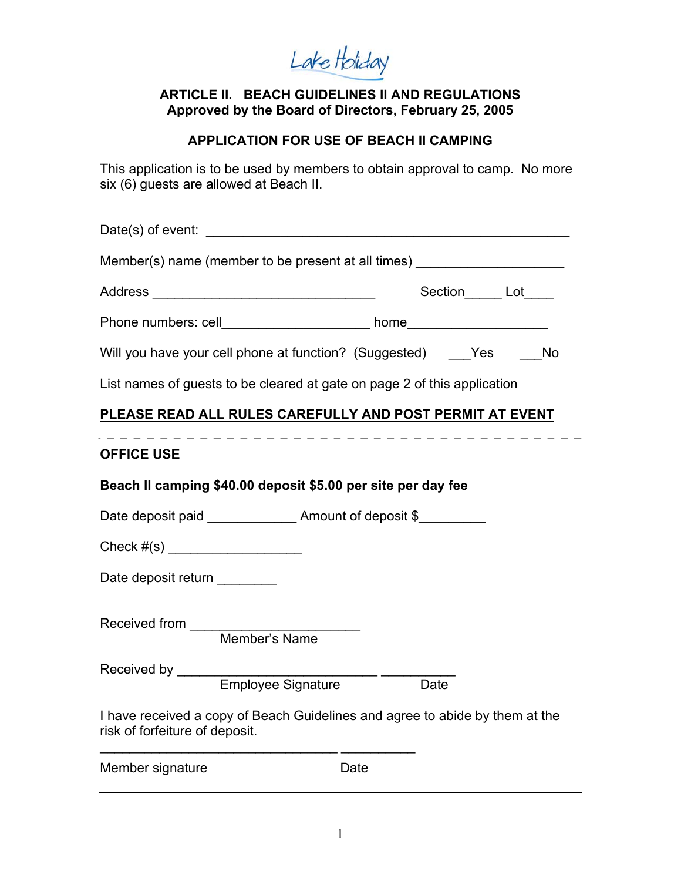Lake Holiday

## ARTICLE II. BEACH GUIDELINES II AND REGULATIONS
**Approved by the Board of Directors, February 25, 2005**

### APPLICATION FOR USE OF BEACH II CAMPING

This application is to be used by members to obtain approval to camp. No more six (6) guests are allowed at Beach II.

Date(s) of event: _______________________________________________

Member(s) name (member to be present at all times) ___________________

Address _____________________________ Section_____ Lot____

Phone numbers: cell___________________ home__________________

Will you have your cell phone at function? (Suggested) ___Yes ___No

List names of guests to be cleared at gate on page 2 of this application

**PLEASE READ ALL RULES CAREFULLY AND POST PERMIT AT EVENT**

- - - - - - - - - - - - - - - - - - - - - - - - - - - - - - - - - - - - -

**OFFICE USE**

**Beach II camping $40.00 deposit $5.00 per site per day fee**

Date deposit paid ____________ Amount of deposit $_________

Check #(s) __________________

Date deposit return ________

Received from ______________________
Member's Name

Received by __________________________ __________
Employee Signature Date

I have received a copy of Beach Guidelines and agree to abide by them at the risk of forfeiture of deposit.

________________________________ __________
Member signature Date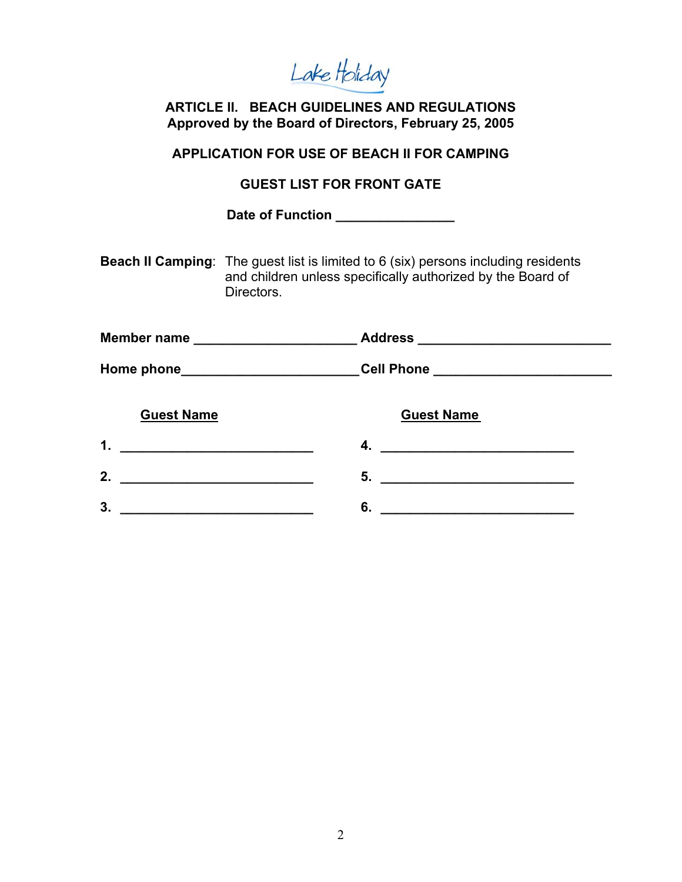Lake Holiday

**ARTICLE II. BEACH GUIDELINES AND REGULATIONS**
**Approved by the Board of Directors, February 25, 2005**

**APPLICATION FOR USE OF BEACH II FOR CAMPING**

**GUEST LIST FOR FRONT GATE**

**Date of Function ________________**

**Beach II Camping**: The guest list is limited to 6 (six) persons including residents and children unless specifically authorized by the Board of Directors.

**Member name ______________________ Address __________________________**

**Home phone________________________ Cell Phone ________________________**

| Guest Name | Guest Name |
|---|---|
| 1. ___________________________ | 4. ___________________________ |
| 2. ___________________________ | 5. ___________________________ |
| 3. ___________________________ | 6. ___________________________ |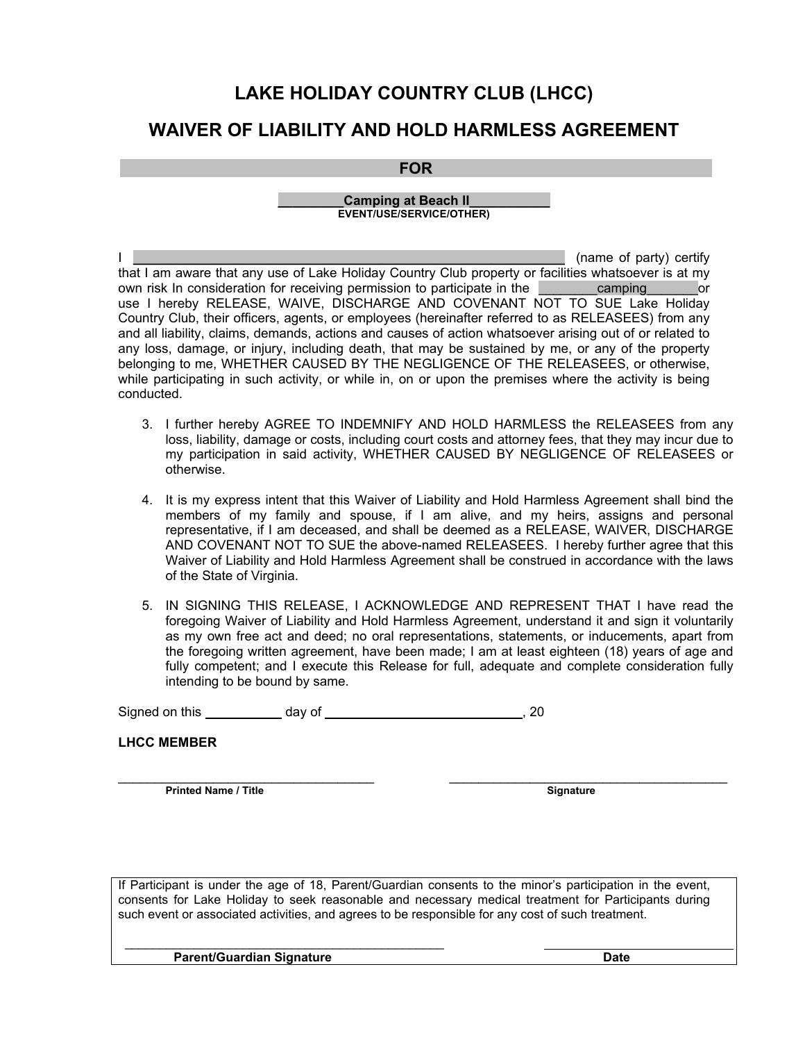# LAKE HOLIDAY COUNTRY CLUB (LHCC)

# WAIVER OF LIABILITY AND HOLD HARMLESS AGREEMENT

## FOR

**_________Camping at Beach II___________**
**EVENT/USE/SERVICE/OTHER)**

I ______________________________________________________________ (name of party) certify that I am aware that any use of Lake Holiday Country Club property or facilities whatsoever is at my own risk In consideration for receiving permission to participate in the ________camping_______or use I hereby RELEASE, WAIVE, DISCHARGE AND COVENANT NOT TO SUE Lake Holiday Country Club, their officers, agents, or employees (hereinafter referred to as RELEASEES) from any and all liability, claims, demands, actions and causes of action whatsoever arising out of or related to any loss, damage, or injury, including death, that may be sustained by me, or any of the property belonging to me, WHETHER CAUSED BY THE NEGLIGENCE OF THE RELEASEES, or otherwise, while participating in such activity, or while in, on or upon the premises where the activity is being conducted.

3. I further hereby AGREE TO INDEMNIFY AND HOLD HARMLESS the RELEASEES from any loss, liability, damage or costs, including court costs and attorney fees, that they may incur due to my participation in said activity, WHETHER CAUSED BY NEGLIGENCE OF RELEASEES or otherwise.

4. It is my express intent that this Waiver of Liability and Hold Harmless Agreement shall bind the members of my family and spouse, if I am alive, and my heirs, assigns and personal representative, if I am deceased, and shall be deemed as a RELEASE, WAIVER, DISCHARGE AND COVENANT NOT TO SUE the above-named RELEASEES. I hereby further agree that this Waiver of Liability and Hold Harmless Agreement shall be construed in accordance with the laws of the State of Virginia.

5. IN SIGNING THIS RELEASE, I ACKNOWLEDGE AND REPRESENT THAT I have read the foregoing Waiver of Liability and Hold Harmless Agreement, understand it and sign it voluntarily as my own free act and deed; no oral representations, statements, or inducements, apart from the foregoing written agreement, have been made; I am at least eighteen (18) years of age and fully competent; and I execute this Release for full, adequate and complete consideration fully intending to be bound by same.

Signed on this __________ day of __________________________, 20

**LHCC MEMBER**

____________________________________ ________________________________________
**Printed Name / Title** **Signature**

If Participant is under the age of 18, Parent/Guardian consents to the minor's participation in the event, consents for Lake Holiday to seek reasonable and necessary medical treatment for Participants during such event or associated activities, and agrees to be responsible for any cost of such treatment.

______________________________________________ ___________________________
**Parent/Guardian Signature** **Date**